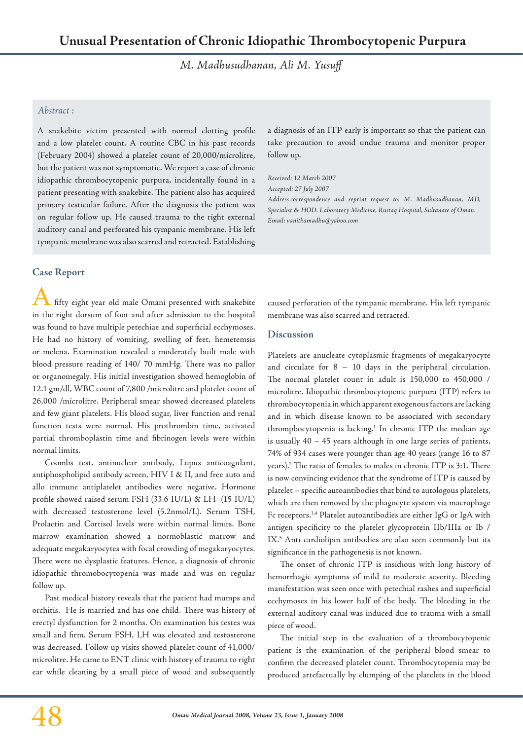# Unusual Presentation of Chronic Idiopathic Thrombocytopenic Purpura

*M. Madhusudhanan, Ali M. Yusuff*

### *Abstract :*

A snakebite victim presented with normal clotting profile and a low platelet count. A routine CBC in his past records (February 2004) showed a platelet count of 20,000/microlitre, but the patient was not symptomatic. We report a case of chronic idiopathic thrombocytopenic purpura, incidentally found in a patient presenting with snakebite. The patient also has acquired primary testicular failure. After the diagnosis the patient was on regular follow up. He caused trauma to the right external auditory canal and perforated his tympanic membrane. His left tympanic membrane was also scarred and retracted. Establishing a diagnosis of an ITP early is important so that the patient can take precaution to avoid undue trauma and monitor proper follow up.

*Received: 12 March 2007*
*Accepted: 27 July 2007*
*Address correspondence and reprint request to: M. Madhusudhanan, MD, Specialist & HOD. Laboratory Medicine, Rustaq Hospital, Sultanate of Oman. Email: vanithamadhu@yahoo.com*

## Case Report

A fifty eight year old male Omani presented with snakebite in the right dorsum of foot and after admission to the hospital was found to have multiple petechiae and superficial ecchymoses. He had no history of vomiting, swelling of feet, hemetemsis or melena. Examination revealed a moderately built male with blood pressure reading of 140/ 70 mmHg. There was no pallor or organomegaly. His initial investigation showed hemoglobin of 12.1 gm/dl, WBC count of 7,800 /microlitre and platelet count of 26,000 /microlitre. Peripheral smear showed decreased platelets and few giant platelets. His blood sugar, liver function and renal function tests were normal. His prothrombin time, activated partial thromboplastin time and fibrinogen levels were within normal limits.

Coombs test, antinuclear antibody, Lupus anticoagulant, antiphospholipid antibody screen, HIV I & II, and free auto and allo immune antiplatelet antibodies were negative. Hormone profile showed raised serum FSH (33.6 IU/L) & LH (15 IU/L) with decreased testosterone level (5.2nmol/L). Serum TSH, Prolactin and Cortisol levels were within normal limits. Bone marrow examination showed a normoblastic marrow and adequate megakaryocytes with focal crowding of megakaryocytes. There were no dysplastic features. Hence, a diagnosis of chronic idiopathic thromobocytopenia was made and was on regular follow up.

Past medical history reveals that the patient had mumps and orchitis. He is married and has one child. There was history of erectyl dysfunction for 2 months. On examination his testes was small and firm. Serum FSH, LH was elevated and testosterone was decreased. Follow up visits showed platelet count of 41,000/ microlitre. He came to ENT clinic with history of trauma to right ear while cleaning by a small piece of wood and subsequently caused perforation of the tympanic membrane. His left tympanic membrane was also scarred and retracted.

## Discussion

Platelets are anucleate cytoplasmic fragments of megakaryocyte and circulate for 8 – 10 days in the peripheral circulation. The normal platelet count in adult is 150,000 to 450,000 / microlitre. Idiopathic thrombocytopenic purpura (ITP) refers to thrombocytopenia in which apparent exogenous factors are lacking and in which disease known to be associated with secondary thrompbocytopenia is lacking.[1] In chronic ITP the median age is usually 40 – 45 years although in one large series of patients, 74% of 934 cases were younger than age 40 years (range 16 to 87 years).[2] The ratio of females to males in chronic ITP is 3:1. There is now convincing evidence that the syndrome of ITP is caused by platelet – specific autoantibodies that bind to autologous platelets, which are then removed by the phagocyte system via macrophage Fc receptors.[3,4] Platelet autoantibodies are either IgG or IgA with antigen specificity to the platelet glycoprotein IIb/IIIa or Ib / IX.[5] Anti cardiolipin antibodies are also seen commonly but its significance in the pathogenesis is not known.

The onset of chronic ITP is insidious with long history of hemorrhagic symptoms of mild to moderate severity. Bleeding manifestation was seen once with petechial rashes and superficial ecchymoses in his lower half of the body. The bleeding in the external auditory canal was induced due to trauma with a small piece of wood.

The initial step in the evaluation of a thrombocytopenic patient is the examination of the peripheral blood smear to confirm the decreased platelet count. Thrombocytopenia may be produced artefactually by clumping of the platelets in the blood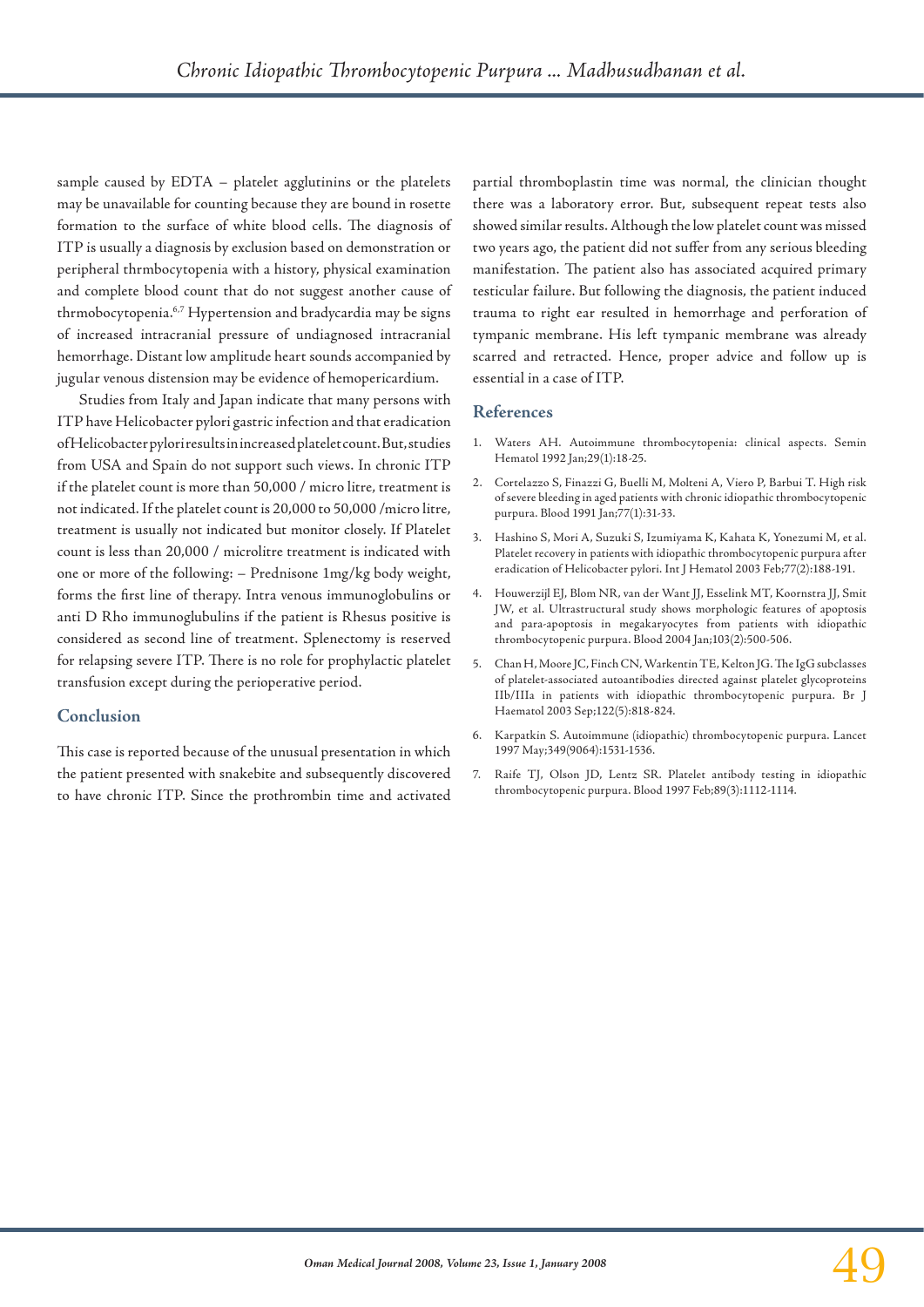sample caused by EDTA – platelet agglutinins or the platelets may be unavailable for counting because they are bound in rosette formation to the surface of white blood cells. The diagnosis of ITP is usually a diagnosis by exclusion based on demonstration or peripheral thrmbocytopenia with a history, physical examination and complete blood count that do not suggest another cause of thrmobocytopenia.[6,7] Hypertension and bradycardia may be signs of increased intracranial pressure of undiagnosed intracranial hemorrhage. Distant low amplitude heart sounds accompanied by jugular venous distension may be evidence of hemopericardium.

Studies from Italy and Japan indicate that many persons with ITP have Helicobacter pylori gastric infection and that eradication of Helicobacter pylori results in increased platelet count. But, studies from USA and Spain do not support such views. In chronic ITP if the platelet count is more than 50,000 / micro litre, treatment is not indicated. If the platelet count is 20,000 to 50,000 /micro litre, treatment is usually not indicated but monitor closely. If Platelet count is less than 20,000 / microlitre treatment is indicated with one or more of the following: – Prednisone 1mg/kg body weight, forms the first line of therapy. Intra venous immunoglobulins or anti D Rho immunoglubulins if the patient is Rhesus positive is considered as second line of treatment. Splenectomy is reserved for relapsing severe ITP. There is no role for prophylactic platelet transfusion except during the perioperative period.

## Conclusion

This case is reported because of the unusual presentation in which the patient presented with snakebite and subsequently discovered to have chronic ITP. Since the prothrombin time and activated partial thromboplastin time was normal, the clinician thought there was a laboratory error. But, subsequent repeat tests also showed similar results. Although the low platelet count was missed two years ago, the patient did not suffer from any serious bleeding manifestation. The patient also has associated acquired primary testicular failure. But following the diagnosis, the patient induced trauma to right ear resulted in hemorrhage and perforation of tympanic membrane. His left tympanic membrane was already scarred and retracted. Hence, proper advice and follow up is essential in a case of ITP.

## References

1. Waters AH. Autoimmune thrombocytopenia: clinical aspects. Semin Hematol 1992 Jan;29(1):18-25.
2. Cortelazzo S, Finazzi G, Buelli M, Molteni A, Viero P, Barbui T. High risk of severe bleeding in aged patients with chronic idiopathic thrombocytopenic purpura. Blood 1991 Jan;77(1):31-33.
3. Hashino S, Mori A, Suzuki S, Izumiyama K, Kahata K, Yonezumi M, et al. Platelet recovery in patients with idiopathic thrombocytopenic purpura after eradication of Helicobacter pylori. Int J Hematol 2003 Feb;77(2):188-191.
4. Houwerzijl EJ, Blom NR, van der Want JJ, Esselink MT, Koornstra JJ, Smit JW, et al. Ultrastructural study shows morphologic features of apoptosis and para-apoptosis in megakaryocytes from patients with idiopathic thrombocytopenic purpura. Blood 2004 Jan;103(2):500-506.
5. Chan H, Moore JC, Finch CN, Warkentin TE, Kelton JG. The IgG subclasses of platelet-associated autoantibodies directed against platelet glycoproteins IIb/IIIa in patients with idiopathic thrombocytopenic purpura. Br J Haematol 2003 Sep;122(5):818-824.
6. Karpatkin S. Autoimmune (idiopathic) thrombocytopenic purpura. Lancet 1997 May;349(9064):1531-1536.
7. Raife TJ, Olson JD, Lentz SR. Platelet antibody testing in idiopathic thrombocytopenic purpura. Blood 1997 Feb;89(3):1112-1114.